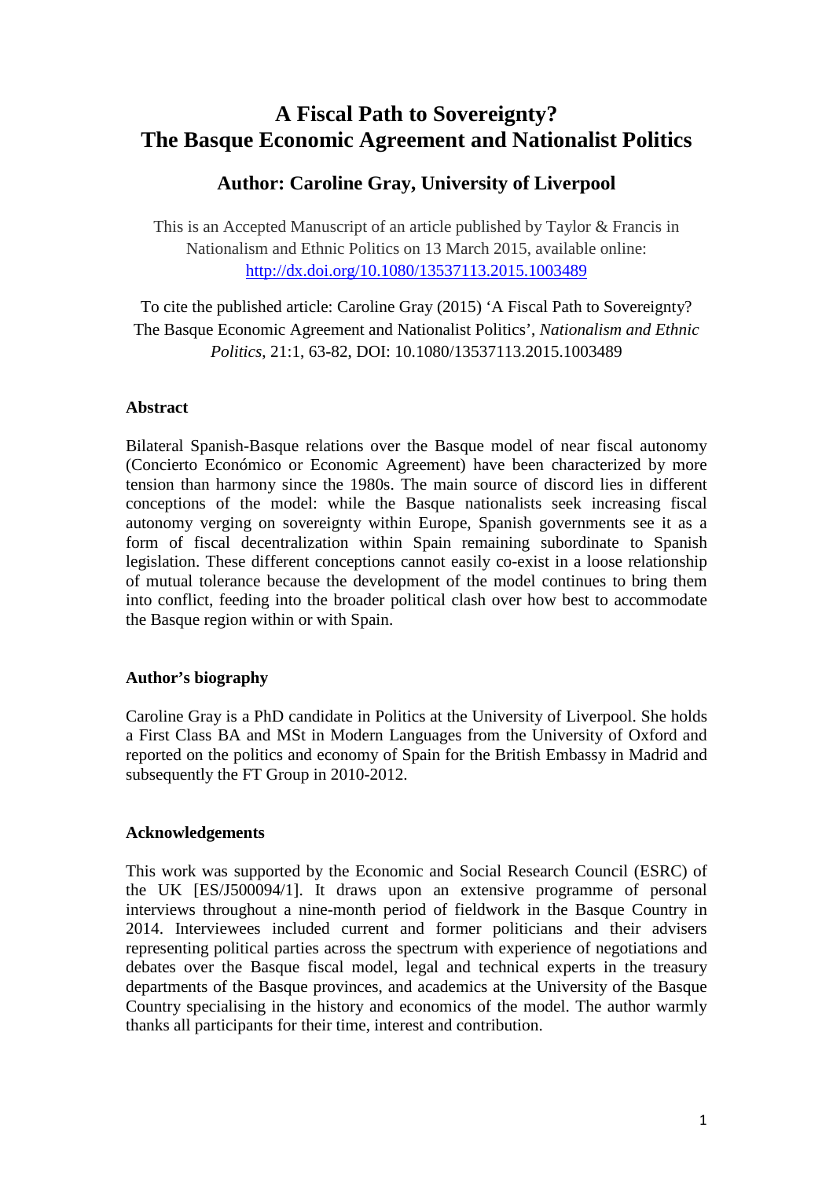# A Fiscal Path to Sovereignty? The Basque Economic Agreement and Nationalist Politics

## Author: Caroline Gray, University of Liverpool

This is an Accepted Manuscript of an article published by Taylor & Francis in Nationalism and Ethnic Politics on 13 March 2015, available online: http://dx.doi.org/10.1080/13537113.2015.1003489

To cite the published article: Caroline Gray (2015) 'A Fiscal Path to Sovereignty? The Basque Economic Agreement and Nationalist Politics', *Nationalism and Ethnic Politics*, 21:1, 63-82, DOI: 10.1080/13537113.2015.1003489

### Abstract

Bilateral Spanish-Basque relations over the Basque model of near fiscal autonomy (Concierto Económico or Economic Agreement) have been characterized by more tension than harmony since the 1980s. The main source of discord lies in different conceptions of the model: while the Basque nationalists seek increasing fiscal autonomy verging on sovereignty within Europe, Spanish governments see it as a form of fiscal decentralization within Spain remaining subordinate to Spanish legislation. These different conceptions cannot easily co-exist in a loose relationship of mutual tolerance because the development of the model continues to bring them into conflict, feeding into the broader political clash over how best to accommodate the Basque region within or with Spain.

### Author's biography

Caroline Gray is a PhD candidate in Politics at the University of Liverpool. She holds a First Class BA and MSt in Modern Languages from the University of Oxford and reported on the politics and economy of Spain for the British Embassy in Madrid and subsequently the FT Group in 2010-2012.

### Acknowledgements

This work was supported by the Economic and Social Research Council (ESRC) of the UK [ES/J500094/1]. It draws upon an extensive programme of personal interviews throughout a nine-month period of fieldwork in the Basque Country in 2014. Interviewees included current and former politicians and their advisers representing political parties across the spectrum with experience of negotiations and debates over the Basque fiscal model, legal and technical experts in the treasury departments of the Basque provinces, and academics at the University of the Basque Country specialising in the history and economics of the model. The author warmly thanks all participants for their time, interest and contribution.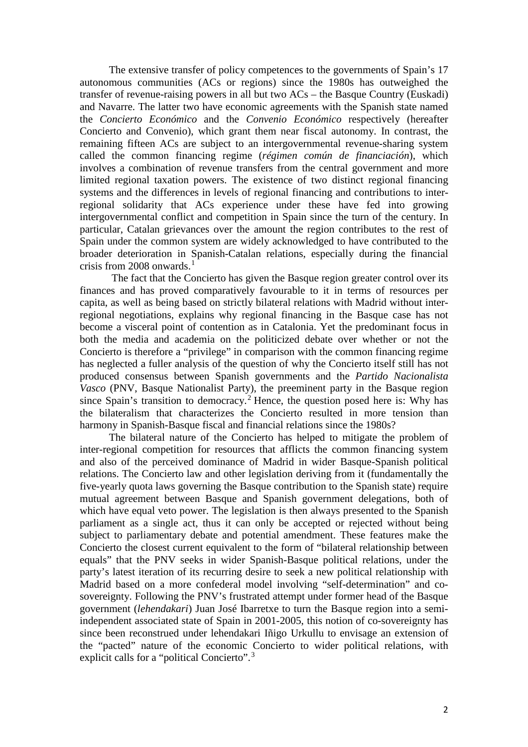The extensive transfer of policy competences to the governments of Spain's 17 autonomous communities (ACs or regions) since the 1980s has outweighed the transfer of revenue-raising powers in all but two ACs – the Basque Country (Euskadi) and Navarre. The latter two have economic agreements with the Spanish state named the *Concierto Económico* and the *Convenio Económico* respectively (hereafter Concierto and Convenio), which grant them near fiscal autonomy. In contrast, the remaining fifteen ACs are subject to an intergovernmental revenue-sharing system called the common financing regime (*régimen común de financiación*), which involves a combination of revenue transfers from the central government and more limited regional taxation powers. The existence of two distinct regional financing systems and the differences in levels of regional financing and contributions to inter-regional solidarity that ACs experience under these have fed into growing intergovernmental conflict and competition in Spain since the turn of the century. In particular, Catalan grievances over the amount the region contributes to the rest of Spain under the common system are widely acknowledged to have contributed to the broader deterioration in Spanish-Catalan relations, especially during the financial crisis from 2008 onwards.[1]

The fact that the Concierto has given the Basque region greater control over its finances and has proved comparatively favourable to it in terms of resources per capita, as well as being based on strictly bilateral relations with Madrid without inter-regional negotiations, explains why regional financing in the Basque case has not become a visceral point of contention as in Catalonia. Yet the predominant focus in both the media and academia on the politicized debate over whether or not the Concierto is therefore a "privilege" in comparison with the common financing regime has neglected a fuller analysis of the question of why the Concierto itself still has not produced consensus between Spanish governments and the *Partido Nacionalista Vasco* (PNV, Basque Nationalist Party), the preeminent party in the Basque region since Spain's transition to democracy.[2] Hence, the question posed here is: Why has the bilateralism that characterizes the Concierto resulted in more tension than harmony in Spanish-Basque fiscal and financial relations since the 1980s?

The bilateral nature of the Concierto has helped to mitigate the problem of inter-regional competition for resources that afflicts the common financing system and also of the perceived dominance of Madrid in wider Basque-Spanish political relations. The Concierto law and other legislation deriving from it (fundamentally the five-yearly quota laws governing the Basque contribution to the Spanish state) require mutual agreement between Basque and Spanish government delegations, both of which have equal veto power. The legislation is then always presented to the Spanish parliament as a single act, thus it can only be accepted or rejected without being subject to parliamentary debate and potential amendment. These features make the Concierto the closest current equivalent to the form of "bilateral relationship between equals" that the PNV seeks in wider Spanish-Basque political relations, under the party's latest iteration of its recurring desire to seek a new political relationship with Madrid based on a more confederal model involving "self-determination" and co-sovereignty. Following the PNV's frustrated attempt under former head of the Basque government (*lehendakari*) Juan José Ibarretxe to turn the Basque region into a semi-independent associated state of Spain in 2001-2005, this notion of co-sovereignty has since been reconstrued under lehendakari Iñigo Urkullu to envisage an extension of the "pacted" nature of the economic Concierto to wider political relations, with explicit calls for a "political Concierto".[3]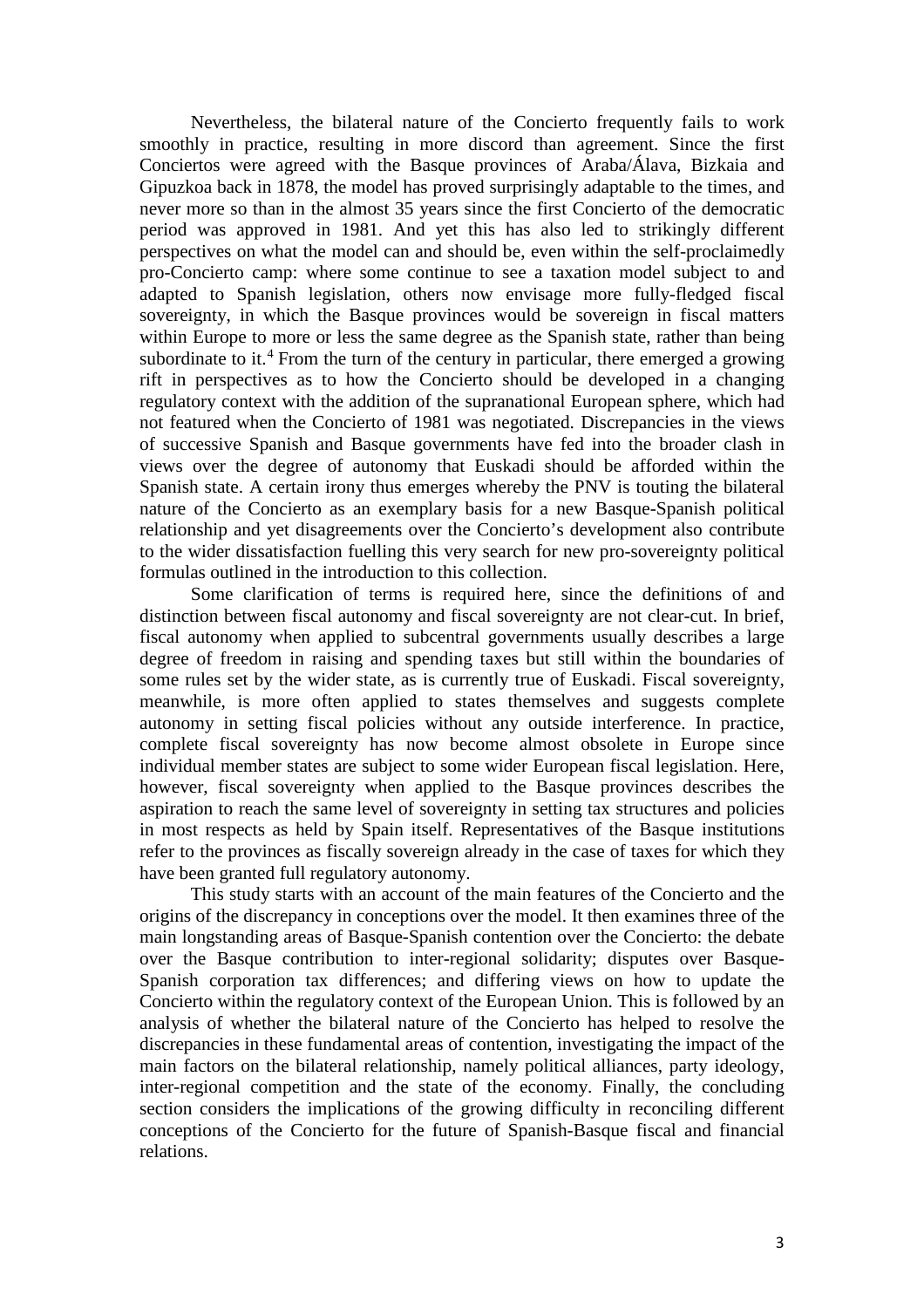Nevertheless, the bilateral nature of the Concierto frequently fails to work smoothly in practice, resulting in more discord than agreement. Since the first Conciertos were agreed with the Basque provinces of Araba/Álava, Bizkaia and Gipuzkoa back in 1878, the model has proved surprisingly adaptable to the times, and never more so than in the almost 35 years since the first Concierto of the democratic period was approved in 1981. And yet this has also led to strikingly different perspectives on what the model can and should be, even within the self-proclaimedly pro-Concierto camp: where some continue to see a taxation model subject to and adapted to Spanish legislation, others now envisage more fully-fledged fiscal sovereignty, in which the Basque provinces would be sovereign in fiscal matters within Europe to more or less the same degree as the Spanish state, rather than being subordinate to it.[4] From the turn of the century in particular, there emerged a growing rift in perspectives as to how the Concierto should be developed in a changing regulatory context with the addition of the supranational European sphere, which had not featured when the Concierto of 1981 was negotiated. Discrepancies in the views of successive Spanish and Basque governments have fed into the broader clash in views over the degree of autonomy that Euskadi should be afforded within the Spanish state. A certain irony thus emerges whereby the PNV is touting the bilateral nature of the Concierto as an exemplary basis for a new Basque-Spanish political relationship and yet disagreements over the Concierto's development also contribute to the wider dissatisfaction fuelling this very search for new pro-sovereignty political formulas outlined in the introduction to this collection.

Some clarification of terms is required here, since the definitions of and distinction between fiscal autonomy and fiscal sovereignty are not clear-cut. In brief, fiscal autonomy when applied to subcentral governments usually describes a large degree of freedom in raising and spending taxes but still within the boundaries of some rules set by the wider state, as is currently true of Euskadi. Fiscal sovereignty, meanwhile, is more often applied to states themselves and suggests complete autonomy in setting fiscal policies without any outside interference. In practice, complete fiscal sovereignty has now become almost obsolete in Europe since individual member states are subject to some wider European fiscal legislation. Here, however, fiscal sovereignty when applied to the Basque provinces describes the aspiration to reach the same level of sovereignty in setting tax structures and policies in most respects as held by Spain itself. Representatives of the Basque institutions refer to the provinces as fiscally sovereign already in the case of taxes for which they have been granted full regulatory autonomy.

This study starts with an account of the main features of the Concierto and the origins of the discrepancy in conceptions over the model. It then examines three of the main longstanding areas of Basque-Spanish contention over the Concierto: the debate over the Basque contribution to inter-regional solidarity; disputes over Basque-Spanish corporation tax differences; and differing views on how to update the Concierto within the regulatory context of the European Union. This is followed by an analysis of whether the bilateral nature of the Concierto has helped to resolve the discrepancies in these fundamental areas of contention, investigating the impact of the main factors on the bilateral relationship, namely political alliances, party ideology, inter-regional competition and the state of the economy. Finally, the concluding section considers the implications of the growing difficulty in reconciling different conceptions of the Concierto for the future of Spanish-Basque fiscal and financial relations.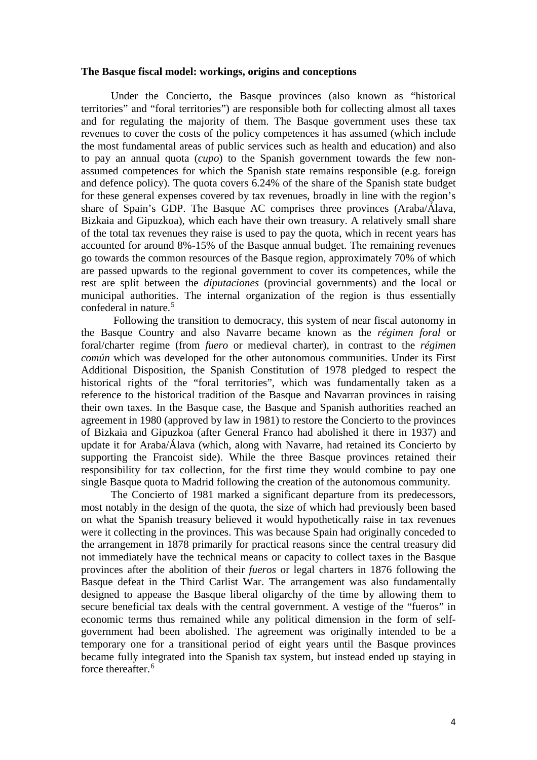**The Basque fiscal model: workings, origins and conceptions**

Under the Concierto, the Basque provinces (also known as "historical territories" and "foral territories") are responsible both for collecting almost all taxes and for regulating the majority of them. The Basque government uses these tax revenues to cover the costs of the policy competences it has assumed (which include the most fundamental areas of public services such as health and education) and also to pay an annual quota (*cupo*) to the Spanish government towards the few non-assumed competences for which the Spanish state remains responsible (e.g. foreign and defence policy). The quota covers 6.24% of the share of the Spanish state budget for these general expenses covered by tax revenues, broadly in line with the region's share of Spain's GDP. The Basque AC comprises three provinces (Araba/Álava, Bizkaia and Gipuzkoa), which each have their own treasury. A relatively small share of the total tax revenues they raise is used to pay the quota, which in recent years has accounted for around 8%-15% of the Basque annual budget. The remaining revenues go towards the common resources of the Basque region, approximately 70% of which are passed upwards to the regional government to cover its competences, while the rest are split between the *diputaciones* (provincial governments) and the local or municipal authorities. The internal organization of the region is thus essentially confederal in nature.[5]

Following the transition to democracy, this system of near fiscal autonomy in the Basque Country and also Navarre became known as the *régimen foral* or foral/charter regime (from *fuero* or medieval charter), in contrast to the *régimen común* which was developed for the other autonomous communities. Under its First Additional Disposition, the Spanish Constitution of 1978 pledged to respect the historical rights of the "foral territories", which was fundamentally taken as a reference to the historical tradition of the Basque and Navarran provinces in raising their own taxes. In the Basque case, the Basque and Spanish authorities reached an agreement in 1980 (approved by law in 1981) to restore the Concierto to the provinces of Bizkaia and Gipuzkoa (after General Franco had abolished it there in 1937) and update it for Araba/Álava (which, along with Navarre, had retained its Concierto by supporting the Francoist side). While the three Basque provinces retained their responsibility for tax collection, for the first time they would combine to pay one single Basque quota to Madrid following the creation of the autonomous community.

The Concierto of 1981 marked a significant departure from its predecessors, most notably in the design of the quota, the size of which had previously been based on what the Spanish treasury believed it would hypothetically raise in tax revenues were it collecting in the provinces. This was because Spain had originally conceded to the arrangement in 1878 primarily for practical reasons since the central treasury did not immediately have the technical means or capacity to collect taxes in the Basque provinces after the abolition of their *fueros* or legal charters in 1876 following the Basque defeat in the Third Carlist War. The arrangement was also fundamentally designed to appease the Basque liberal oligarchy of the time by allowing them to secure beneficial tax deals with the central government. A vestige of the "fueros" in economic terms thus remained while any political dimension in the form of self-government had been abolished. The agreement was originally intended to be a temporary one for a transitional period of eight years until the Basque provinces became fully integrated into the Spanish tax system, but instead ended up staying in force thereafter.[6]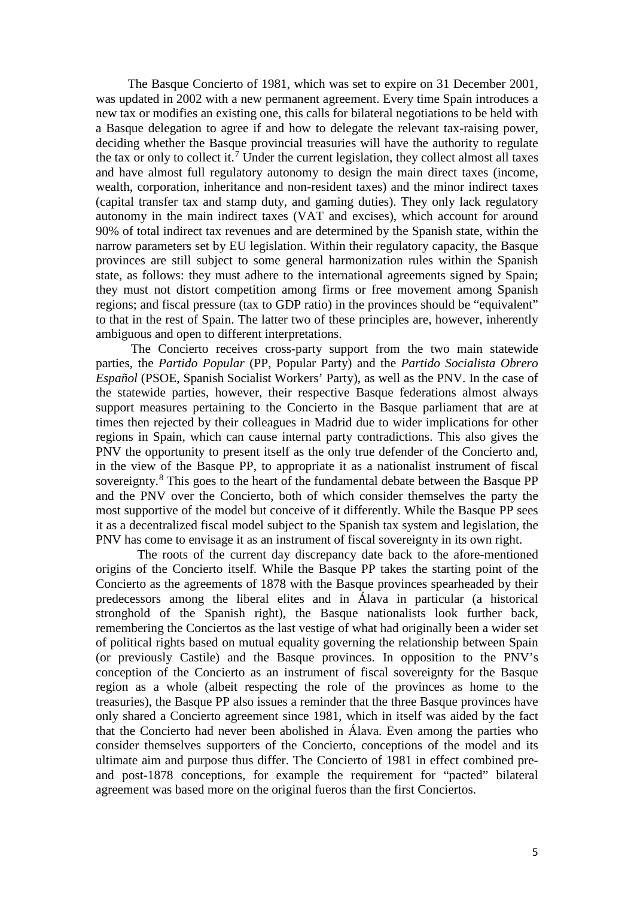The Basque Concierto of 1981, which was set to expire on 31 December 2001, was updated in 2002 with a new permanent agreement. Every time Spain introduces a new tax or modifies an existing one, this calls for bilateral negotiations to be held with a Basque delegation to agree if and how to delegate the relevant tax-raising power, deciding whether the Basque provincial treasuries will have the authority to regulate the tax or only to collect it.[7] Under the current legislation, they collect almost all taxes and have almost full regulatory autonomy to design the main direct taxes (income, wealth, corporation, inheritance and non-resident taxes) and the minor indirect taxes (capital transfer tax and stamp duty, and gaming duties). They only lack regulatory autonomy in the main indirect taxes (VAT and excises), which account for around 90% of total indirect tax revenues and are determined by the Spanish state, within the narrow parameters set by EU legislation. Within their regulatory capacity, the Basque provinces are still subject to some general harmonization rules within the Spanish state, as follows: they must adhere to the international agreements signed by Spain; they must not distort competition among firms or free movement among Spanish regions; and fiscal pressure (tax to GDP ratio) in the provinces should be "equivalent" to that in the rest of Spain. The latter two of these principles are, however, inherently ambiguous and open to different interpretations.

The Concierto receives cross-party support from the two main statewide parties, the *Partido Popular* (PP, Popular Party) and the *Partido Socialista Obrero Español* (PSOE, Spanish Socialist Workers' Party), as well as the PNV. In the case of the statewide parties, however, their respective Basque federations almost always support measures pertaining to the Concierto in the Basque parliament that are at times then rejected by their colleagues in Madrid due to wider implications for other regions in Spain, which can cause internal party contradictions. This also gives the PNV the opportunity to present itself as the only true defender of the Concierto and, in the view of the Basque PP, to appropriate it as a nationalist instrument of fiscal sovereignty.[8] This goes to the heart of the fundamental debate between the Basque PP and the PNV over the Concierto, both of which consider themselves the party the most supportive of the model but conceive of it differently. While the Basque PP sees it as a decentralized fiscal model subject to the Spanish tax system and legislation, the PNV has come to envisage it as an instrument of fiscal sovereignty in its own right.

The roots of the current day discrepancy date back to the afore-mentioned origins of the Concierto itself. While the Basque PP takes the starting point of the Concierto as the agreements of 1878 with the Basque provinces spearheaded by their predecessors among the liberal elites and in Álava in particular (a historical stronghold of the Spanish right), the Basque nationalists look further back, remembering the Conciertos as the last vestige of what had originally been a wider set of political rights based on mutual equality governing the relationship between Spain (or previously Castile) and the Basque provinces. In opposition to the PNV's conception of the Concierto as an instrument of fiscal sovereignty for the Basque region as a whole (albeit respecting the role of the provinces as home to the treasuries), the Basque PP also issues a reminder that the three Basque provinces have only shared a Concierto agreement since 1981, which in itself was aided by the fact that the Concierto had never been abolished in Álava. Even among the parties who consider themselves supporters of the Concierto, conceptions of the model and its ultimate aim and purpose thus differ. The Concierto of 1981 in effect combined pre- and post-1878 conceptions, for example the requirement for "pacted" bilateral agreement was based more on the original fueros than the first Conciertos.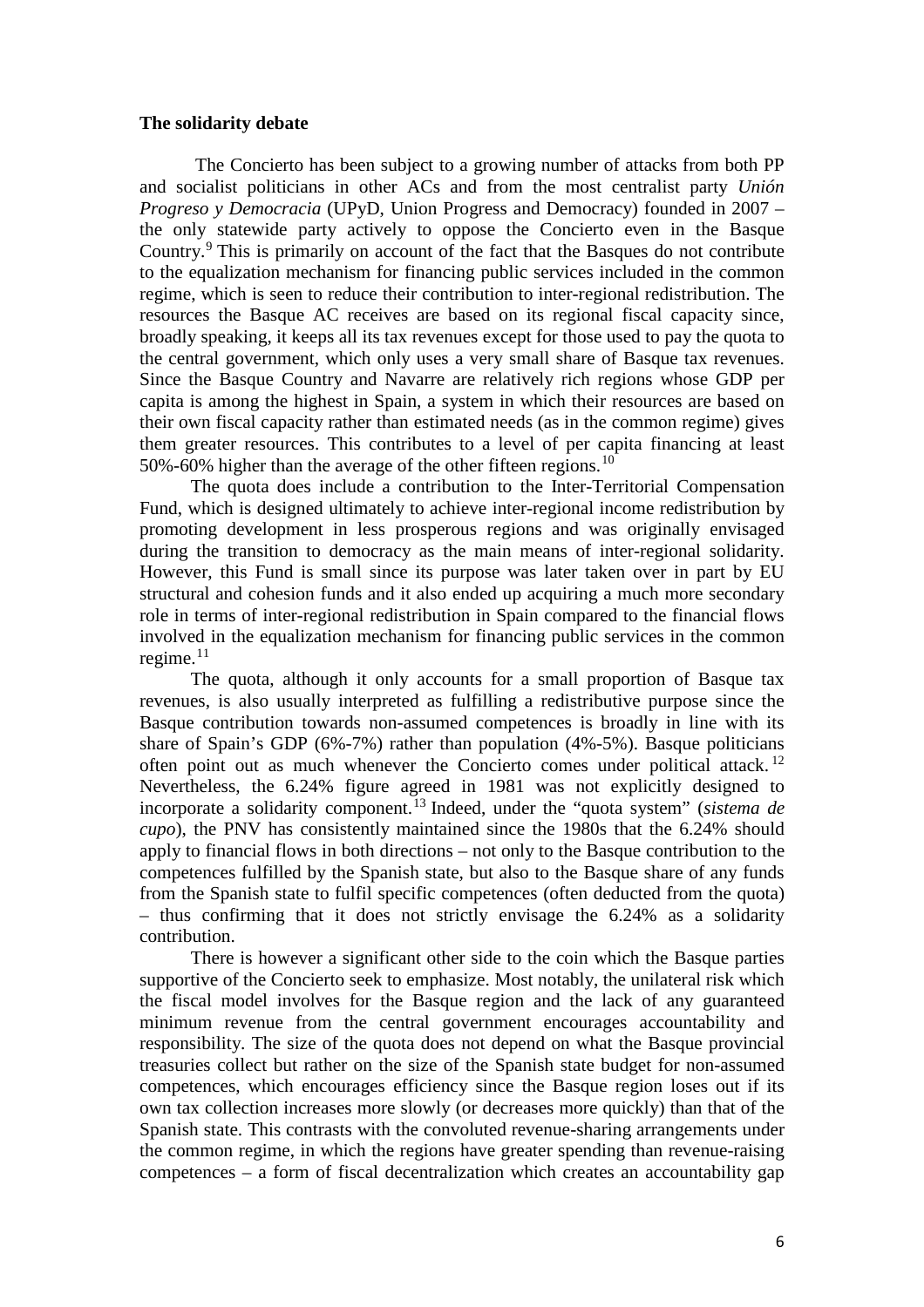**The solidarity debate**

The Concierto has been subject to a growing number of attacks from both PP and socialist politicians in other ACs and from the most centralist party *Unión Progreso y Democracia* (UPyD, Union Progress and Democracy) founded in 2007 – the only statewide party actively to oppose the Concierto even in the Basque Country.[9] This is primarily on account of the fact that the Basques do not contribute to the equalization mechanism for financing public services included in the common regime, which is seen to reduce their contribution to inter-regional redistribution. The resources the Basque AC receives are based on its regional fiscal capacity since, broadly speaking, it keeps all its tax revenues except for those used to pay the quota to the central government, which only uses a very small share of Basque tax revenues. Since the Basque Country and Navarre are relatively rich regions whose GDP per capita is among the highest in Spain, a system in which their resources are based on their own fiscal capacity rather than estimated needs (as in the common regime) gives them greater resources. This contributes to a level of per capita financing at least 50%-60% higher than the average of the other fifteen regions.[10]

The quota does include a contribution to the Inter-Territorial Compensation Fund, which is designed ultimately to achieve inter-regional income redistribution by promoting development in less prosperous regions and was originally envisaged during the transition to democracy as the main means of inter-regional solidarity. However, this Fund is small since its purpose was later taken over in part by EU structural and cohesion funds and it also ended up acquiring a much more secondary role in terms of inter-regional redistribution in Spain compared to the financial flows involved in the equalization mechanism for financing public services in the common regime.[11]

The quota, although it only accounts for a small proportion of Basque tax revenues, is also usually interpreted as fulfilling a redistributive purpose since the Basque contribution towards non-assumed competences is broadly in line with its share of Spain's GDP (6%-7%) rather than population (4%-5%). Basque politicians often point out as much whenever the Concierto comes under political attack.[12] Nevertheless, the 6.24% figure agreed in 1981 was not explicitly designed to incorporate a solidarity component.[13] Indeed, under the "quota system" (*sistema de cupo*), the PNV has consistently maintained since the 1980s that the 6.24% should apply to financial flows in both directions – not only to the Basque contribution to the competences fulfilled by the Spanish state, but also to the Basque share of any funds from the Spanish state to fulfil specific competences (often deducted from the quota) – thus confirming that it does not strictly envisage the 6.24% as a solidarity contribution.

There is however a significant other side to the coin which the Basque parties supportive of the Concierto seek to emphasize. Most notably, the unilateral risk which the fiscal model involves for the Basque region and the lack of any guaranteed minimum revenue from the central government encourages accountability and responsibility. The size of the quota does not depend on what the Basque provincial treasuries collect but rather on the size of the Spanish state budget for non-assumed competences, which encourages efficiency since the Basque region loses out if its own tax collection increases more slowly (or decreases more quickly) than that of the Spanish state. This contrasts with the convoluted revenue-sharing arrangements under the common regime, in which the regions have greater spending than revenue-raising competences – a form of fiscal decentralization which creates an accountability gap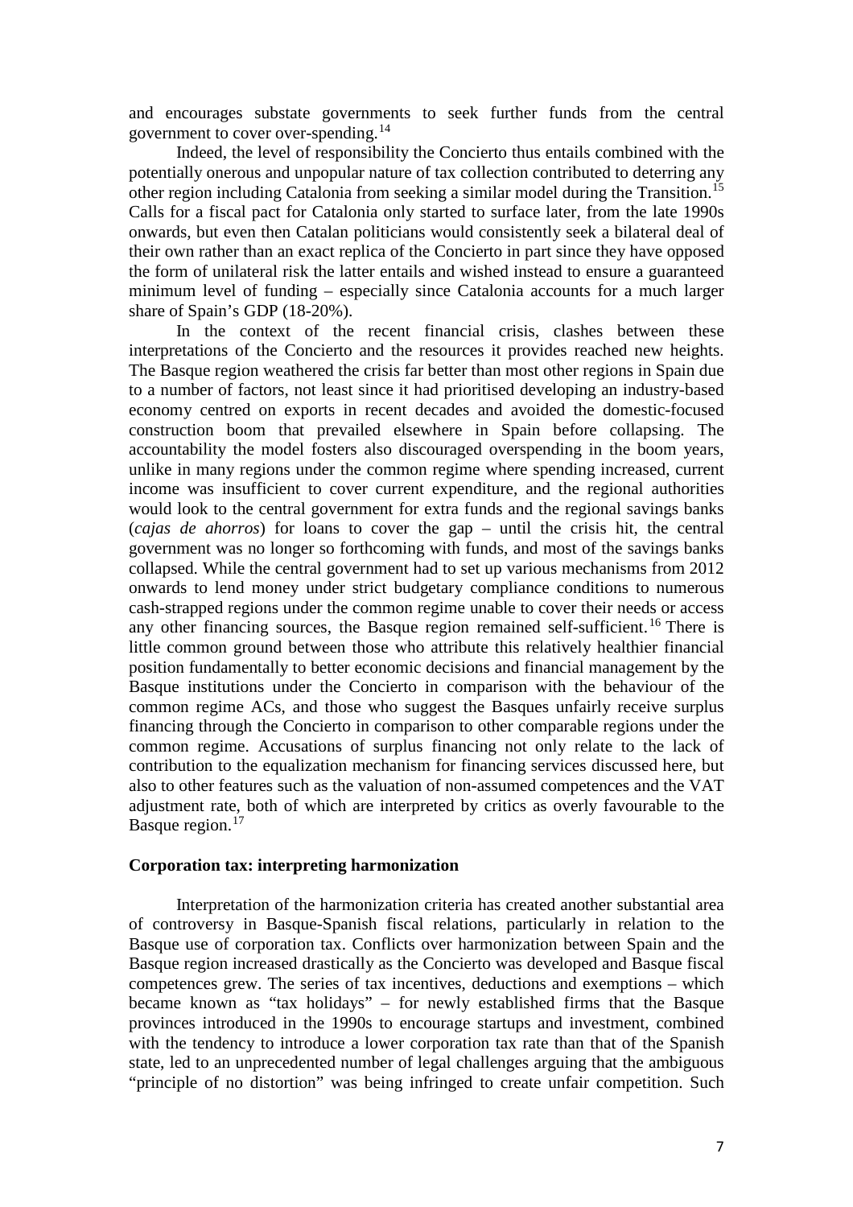and encourages substate governments to seek further funds from the central government to cover over-spending.[14]

Indeed, the level of responsibility the Concierto thus entails combined with the potentially onerous and unpopular nature of tax collection contributed to deterring any other region including Catalonia from seeking a similar model during the Transition.[15] Calls for a fiscal pact for Catalonia only started to surface later, from the late 1990s onwards, but even then Catalan politicians would consistently seek a bilateral deal of their own rather than an exact replica of the Concierto in part since they have opposed the form of unilateral risk the latter entails and wished instead to ensure a guaranteed minimum level of funding – especially since Catalonia accounts for a much larger share of Spain's GDP (18-20%).

In the context of the recent financial crisis, clashes between these interpretations of the Concierto and the resources it provides reached new heights. The Basque region weathered the crisis far better than most other regions in Spain due to a number of factors, not least since it had prioritised developing an industry-based economy centred on exports in recent decades and avoided the domestic-focused construction boom that prevailed elsewhere in Spain before collapsing. The accountability the model fosters also discouraged overspending in the boom years, unlike in many regions under the common regime where spending increased, current income was insufficient to cover current expenditure, and the regional authorities would look to the central government for extra funds and the regional savings banks (*cajas de ahorros*) for loans to cover the gap – until the crisis hit, the central government was no longer so forthcoming with funds, and most of the savings banks collapsed. While the central government had to set up various mechanisms from 2012 onwards to lend money under strict budgetary compliance conditions to numerous cash-strapped regions under the common regime unable to cover their needs or access any other financing sources, the Basque region remained self-sufficient.[16] There is little common ground between those who attribute this relatively healthier financial position fundamentally to better economic decisions and financial management by the Basque institutions under the Concierto in comparison with the behaviour of the common regime ACs, and those who suggest the Basques unfairly receive surplus financing through the Concierto in comparison to other comparable regions under the common regime. Accusations of surplus financing not only relate to the lack of contribution to the equalization mechanism for financing services discussed here, but also to other features such as the valuation of non-assumed competences and the VAT adjustment rate, both of which are interpreted by critics as overly favourable to the Basque region.[17]

## Corporation tax: interpreting harmonization

Interpretation of the harmonization criteria has created another substantial area of controversy in Basque-Spanish fiscal relations, particularly in relation to the Basque use of corporation tax. Conflicts over harmonization between Spain and the Basque region increased drastically as the Concierto was developed and Basque fiscal competences grew. The series of tax incentives, deductions and exemptions – which became known as "tax holidays" – for newly established firms that the Basque provinces introduced in the 1990s to encourage startups and investment, combined with the tendency to introduce a lower corporation tax rate than that of the Spanish state, led to an unprecedented number of legal challenges arguing that the ambiguous "principle of no distortion" was being infringed to create unfair competition. Such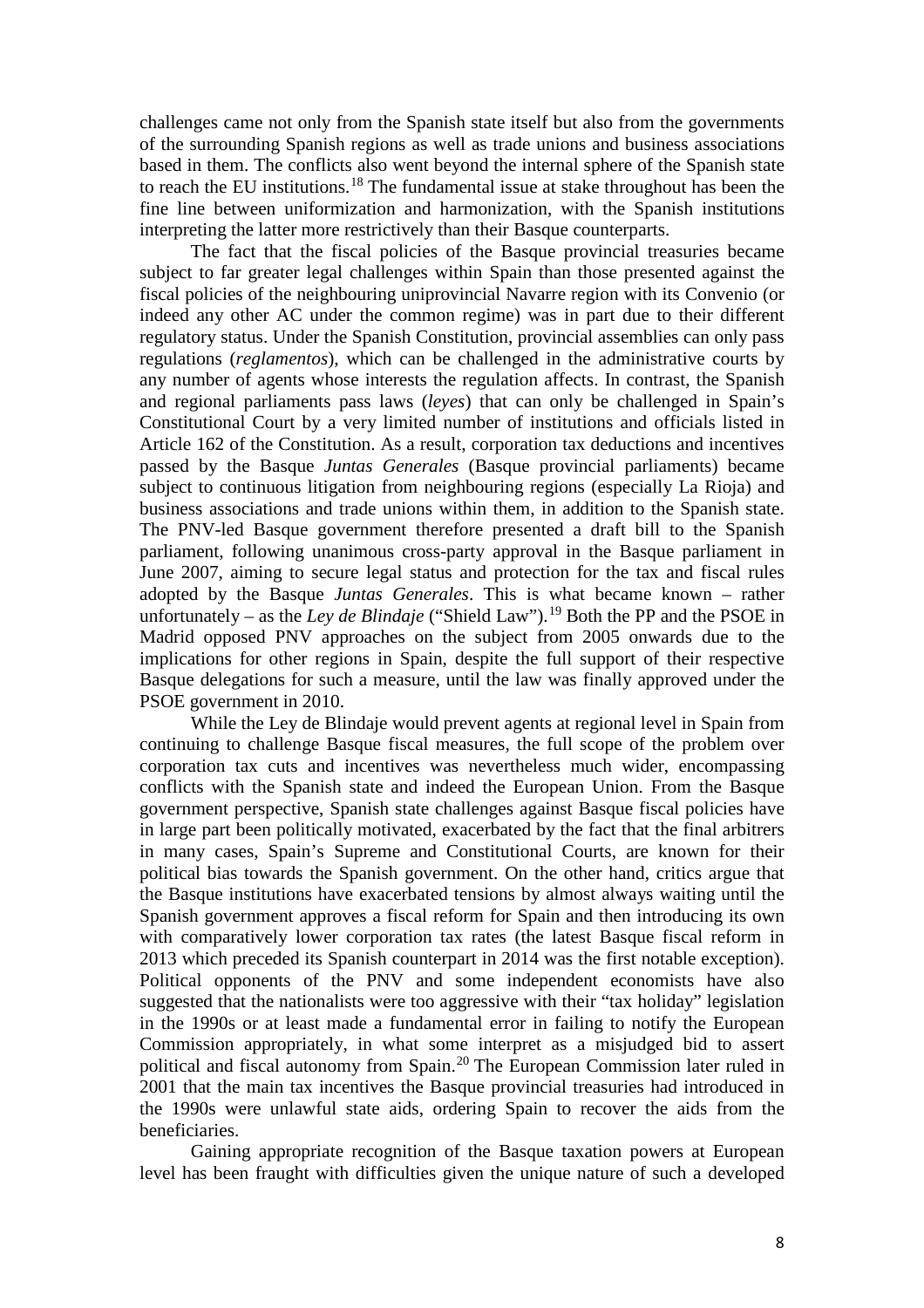challenges came not only from the Spanish state itself but also from the governments of the surrounding Spanish regions as well as trade unions and business associations based in them. The conflicts also went beyond the internal sphere of the Spanish state to reach the EU institutions.[18] The fundamental issue at stake throughout has been the fine line between uniformization and harmonization, with the Spanish institutions interpreting the latter more restrictively than their Basque counterparts.

The fact that the fiscal policies of the Basque provincial treasuries became subject to far greater legal challenges within Spain than those presented against the fiscal policies of the neighbouring uniprovincial Navarre region with its Convenio (or indeed any other AC under the common regime) was in part due to their different regulatory status. Under the Spanish Constitution, provincial assemblies can only pass regulations (*reglamentos*), which can be challenged in the administrative courts by any number of agents whose interests the regulation affects. In contrast, the Spanish and regional parliaments pass laws (*leyes*) that can only be challenged in Spain's Constitutional Court by a very limited number of institutions and officials listed in Article 162 of the Constitution. As a result, corporation tax deductions and incentives passed by the Basque *Juntas Generales* (Basque provincial parliaments) became subject to continuous litigation from neighbouring regions (especially La Rioja) and business associations and trade unions within them, in addition to the Spanish state. The PNV-led Basque government therefore presented a draft bill to the Spanish parliament, following unanimous cross-party approval in the Basque parliament in June 2007, aiming to secure legal status and protection for the tax and fiscal rules adopted by the Basque *Juntas Generales*. This is what became known – rather unfortunately – as the *Ley de Blindaje* ("Shield Law").[19] Both the PP and the PSOE in Madrid opposed PNV approaches on the subject from 2005 onwards due to the implications for other regions in Spain, despite the full support of their respective Basque delegations for such a measure, until the law was finally approved under the PSOE government in 2010.

While the Ley de Blindaje would prevent agents at regional level in Spain from continuing to challenge Basque fiscal measures, the full scope of the problem over corporation tax cuts and incentives was nevertheless much wider, encompassing conflicts with the Spanish state and indeed the European Union. From the Basque government perspective, Spanish state challenges against Basque fiscal policies have in large part been politically motivated, exacerbated by the fact that the final arbitrers in many cases, Spain's Supreme and Constitutional Courts, are known for their political bias towards the Spanish government. On the other hand, critics argue that the Basque institutions have exacerbated tensions by almost always waiting until the Spanish government approves a fiscal reform for Spain and then introducing its own with comparatively lower corporation tax rates (the latest Basque fiscal reform in 2013 which preceded its Spanish counterpart in 2014 was the first notable exception). Political opponents of the PNV and some independent economists have also suggested that the nationalists were too aggressive with their "tax holiday" legislation in the 1990s or at least made a fundamental error in failing to notify the European Commission appropriately, in what some interpret as a misjudged bid to assert political and fiscal autonomy from Spain.[20] The European Commission later ruled in 2001 that the main tax incentives the Basque provincial treasuries had introduced in the 1990s were unlawful state aids, ordering Spain to recover the aids from the beneficiaries.

Gaining appropriate recognition of the Basque taxation powers at European level has been fraught with difficulties given the unique nature of such a developed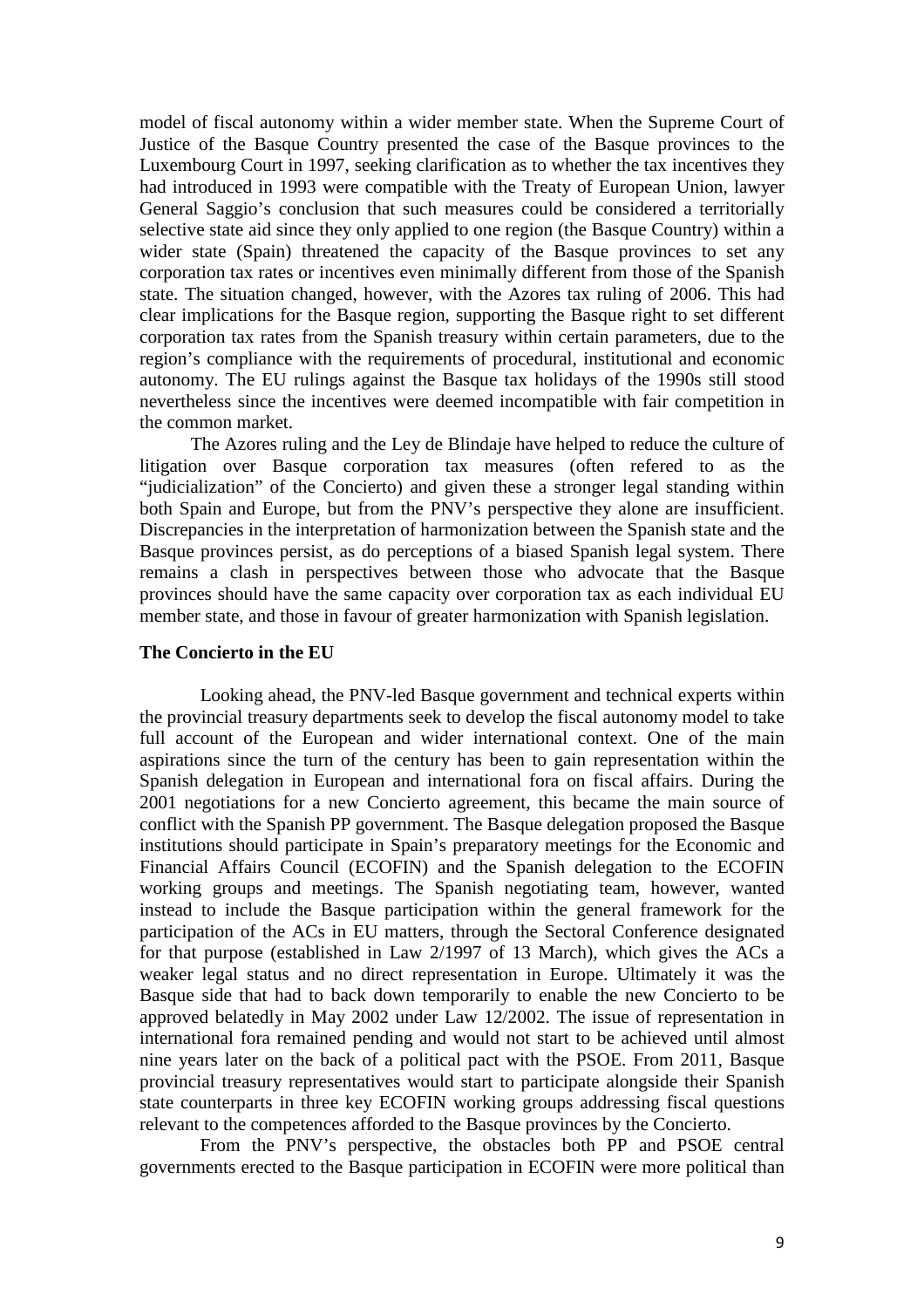model of fiscal autonomy within a wider member state. When the Supreme Court of Justice of the Basque Country presented the case of the Basque provinces to the Luxembourg Court in 1997, seeking clarification as to whether the tax incentives they had introduced in 1993 were compatible with the Treaty of European Union, lawyer General Saggio's conclusion that such measures could be considered a territorially selective state aid since they only applied to one region (the Basque Country) within a wider state (Spain) threatened the capacity of the Basque provinces to set any corporation tax rates or incentives even minimally different from those of the Spanish state. The situation changed, however, with the Azores tax ruling of 2006. This had clear implications for the Basque region, supporting the Basque right to set different corporation tax rates from the Spanish treasury within certain parameters, due to the region's compliance with the requirements of procedural, institutional and economic autonomy. The EU rulings against the Basque tax holidays of the 1990s still stood nevertheless since the incentives were deemed incompatible with fair competition in the common market.

The Azores ruling and the Ley de Blindaje have helped to reduce the culture of litigation over Basque corporation tax measures (often refered to as the "judicialization" of the Concierto) and given these a stronger legal standing within both Spain and Europe, but from the PNV's perspective they alone are insufficient. Discrepancies in the interpretation of harmonization between the Spanish state and the Basque provinces persist, as do perceptions of a biased Spanish legal system. There remains a clash in perspectives between those who advocate that the Basque provinces should have the same capacity over corporation tax as each individual EU member state, and those in favour of greater harmonization with Spanish legislation.

**The Concierto in the EU**

Looking ahead, the PNV-led Basque government and technical experts within the provincial treasury departments seek to develop the fiscal autonomy model to take full account of the European and wider international context. One of the main aspirations since the turn of the century has been to gain representation within the Spanish delegation in European and international fora on fiscal affairs. During the 2001 negotiations for a new Concierto agreement, this became the main source of conflict with the Spanish PP government. The Basque delegation proposed the Basque institutions should participate in Spain's preparatory meetings for the Economic and Financial Affairs Council (ECOFIN) and the Spanish delegation to the ECOFIN working groups and meetings. The Spanish negotiating team, however, wanted instead to include the Basque participation within the general framework for the participation of the ACs in EU matters, through the Sectoral Conference designated for that purpose (established in Law 2/1997 of 13 March), which gives the ACs a weaker legal status and no direct representation in Europe. Ultimately it was the Basque side that had to back down temporarily to enable the new Concierto to be approved belatedly in May 2002 under Law 12/2002. The issue of representation in international fora remained pending and would not start to be achieved until almost nine years later on the back of a political pact with the PSOE. From 2011, Basque provincial treasury representatives would start to participate alongside their Spanish state counterparts in three key ECOFIN working groups addressing fiscal questions relevant to the competences afforded to the Basque provinces by the Concierto.

From the PNV's perspective, the obstacles both PP and PSOE central governments erected to the Basque participation in ECOFIN were more political than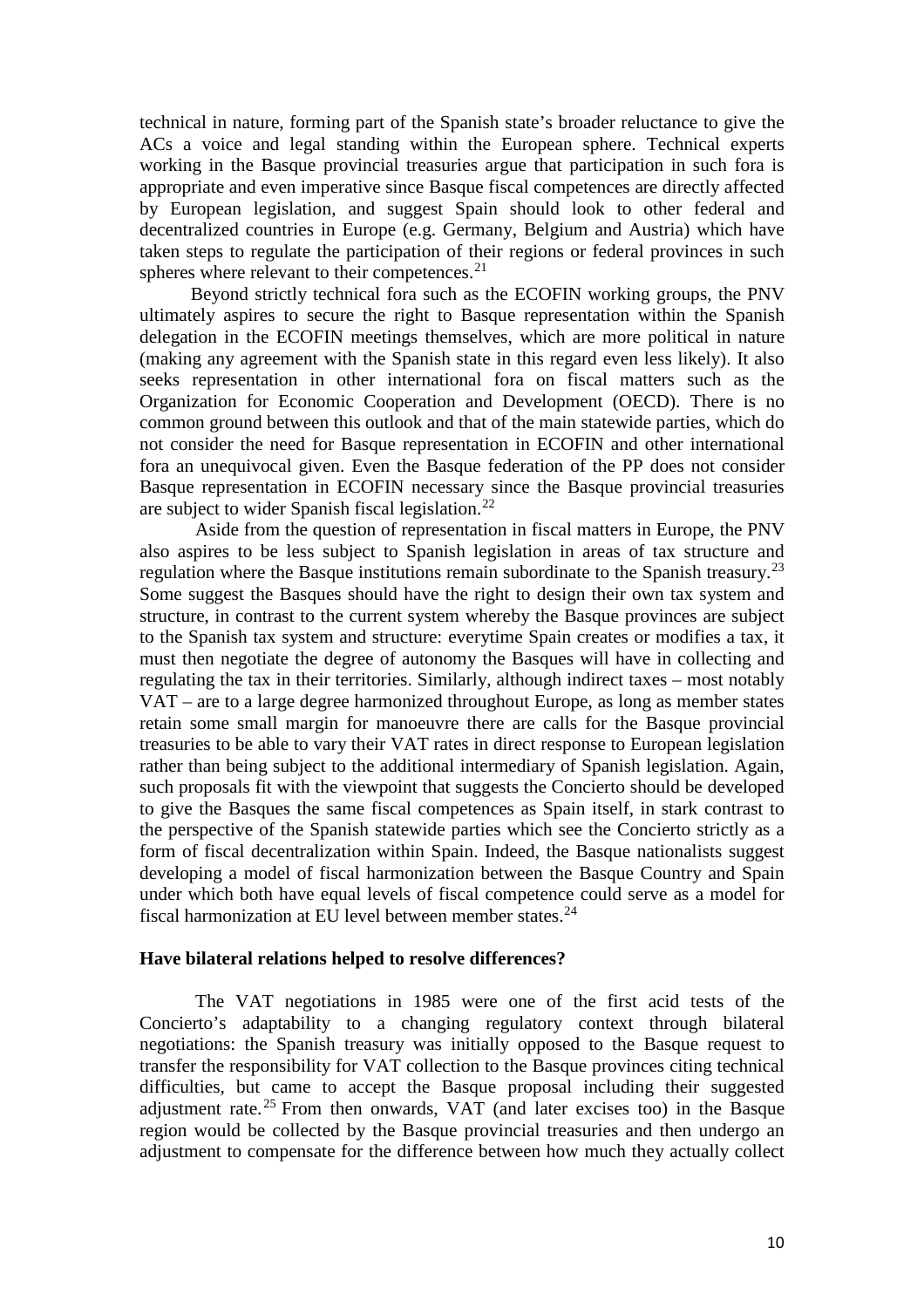technical in nature, forming part of the Spanish state's broader reluctance to give the ACs a voice and legal standing within the European sphere. Technical experts working in the Basque provincial treasuries argue that participation in such fora is appropriate and even imperative since Basque fiscal competences are directly affected by European legislation, and suggest Spain should look to other federal and decentralized countries in Europe (e.g. Germany, Belgium and Austria) which have taken steps to regulate the participation of their regions or federal provinces in such spheres where relevant to their competences.[21]

Beyond strictly technical fora such as the ECOFIN working groups, the PNV ultimately aspires to secure the right to Basque representation within the Spanish delegation in the ECOFIN meetings themselves, which are more political in nature (making any agreement with the Spanish state in this regard even less likely). It also seeks representation in other international fora on fiscal matters such as the Organization for Economic Cooperation and Development (OECD). There is no common ground between this outlook and that of the main statewide parties, which do not consider the need for Basque representation in ECOFIN and other international fora an unequivocal given. Even the Basque federation of the PP does not consider Basque representation in ECOFIN necessary since the Basque provincial treasuries are subject to wider Spanish fiscal legislation.[22]

Aside from the question of representation in fiscal matters in Europe, the PNV also aspires to be less subject to Spanish legislation in areas of tax structure and regulation where the Basque institutions remain subordinate to the Spanish treasury.[23] Some suggest the Basques should have the right to design their own tax system and structure, in contrast to the current system whereby the Basque provinces are subject to the Spanish tax system and structure: everytime Spain creates or modifies a tax, it must then negotiate the degree of autonomy the Basques will have in collecting and regulating the tax in their territories. Similarly, although indirect taxes – most notably VAT – are to a large degree harmonized throughout Europe, as long as member states retain some small margin for manoeuvre there are calls for the Basque provincial treasuries to be able to vary their VAT rates in direct response to European legislation rather than being subject to the additional intermediary of Spanish legislation. Again, such proposals fit with the viewpoint that suggests the Concierto should be developed to give the Basques the same fiscal competences as Spain itself, in stark contrast to the perspective of the Spanish statewide parties which see the Concierto strictly as a form of fiscal decentralization within Spain. Indeed, the Basque nationalists suggest developing a model of fiscal harmonization between the Basque Country and Spain under which both have equal levels of fiscal competence could serve as a model for fiscal harmonization at EU level between member states.[24]

**Have bilateral relations helped to resolve differences?**

The VAT negotiations in 1985 were one of the first acid tests of the Concierto's adaptability to a changing regulatory context through bilateral negotiations: the Spanish treasury was initially opposed to the Basque request to transfer the responsibility for VAT collection to the Basque provinces citing technical difficulties, but came to accept the Basque proposal including their suggested adjustment rate.[25] From then onwards, VAT (and later excises too) in the Basque region would be collected by the Basque provincial treasuries and then undergo an adjustment to compensate for the difference between how much they actually collect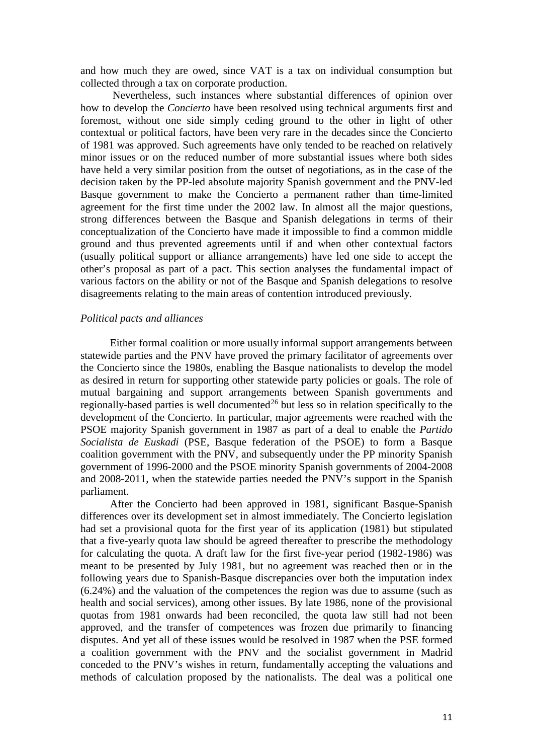and how much they are owed, since VAT is a tax on individual consumption but collected through a tax on corporate production.

Nevertheless, such instances where substantial differences of opinion over how to develop the *Concierto* have been resolved using technical arguments first and foremost, without one side simply ceding ground to the other in light of other contextual or political factors, have been very rare in the decades since the Concierto of 1981 was approved. Such agreements have only tended to be reached on relatively minor issues or on the reduced number of more substantial issues where both sides have held a very similar position from the outset of negotiations, as in the case of the decision taken by the PP-led absolute majority Spanish government and the PNV-led Basque government to make the Concierto a permanent rather than time-limited agreement for the first time under the 2002 law. In almost all the major questions, strong differences between the Basque and Spanish delegations in terms of their conceptualization of the Concierto have made it impossible to find a common middle ground and thus prevented agreements until if and when other contextual factors (usually political support or alliance arrangements) have led one side to accept the other's proposal as part of a pact. This section analyses the fundamental impact of various factors on the ability or not of the Basque and Spanish delegations to resolve disagreements relating to the main areas of contention introduced previously.

*Political pacts and alliances*

Either formal coalition or more usually informal support arrangements between statewide parties and the PNV have proved the primary facilitator of agreements over the Concierto since the 1980s, enabling the Basque nationalists to develop the model as desired in return for supporting other statewide party policies or goals. The role of mutual bargaining and support arrangements between Spanish governments and regionally-based parties is well documented[26] but less so in relation specifically to the development of the Concierto. In particular, major agreements were reached with the PSOE majority Spanish government in 1987 as part of a deal to enable the *Partido Socialista de Euskadi* (PSE, Basque federation of the PSOE) to form a Basque coalition government with the PNV, and subsequently under the PP minority Spanish government of 1996-2000 and the PSOE minority Spanish governments of 2004-2008 and 2008-2011, when the statewide parties needed the PNV's support in the Spanish parliament.

After the Concierto had been approved in 1981, significant Basque-Spanish differences over its development set in almost immediately. The Concierto legislation had set a provisional quota for the first year of its application (1981) but stipulated that a five-yearly quota law should be agreed thereafter to prescribe the methodology for calculating the quota. A draft law for the first five-year period (1982-1986) was meant to be presented by July 1981, but no agreement was reached then or in the following years due to Spanish-Basque discrepancies over both the imputation index (6.24%) and the valuation of the competences the region was due to assume (such as health and social services), among other issues. By late 1986, none of the provisional quotas from 1981 onwards had been reconciled, the quota law still had not been approved, and the transfer of competences was frozen due primarily to financing disputes. And yet all of these issues would be resolved in 1987 when the PSE formed a coalition government with the PNV and the socialist government in Madrid conceded to the PNV's wishes in return, fundamentally accepting the valuations and methods of calculation proposed by the nationalists. The deal was a political one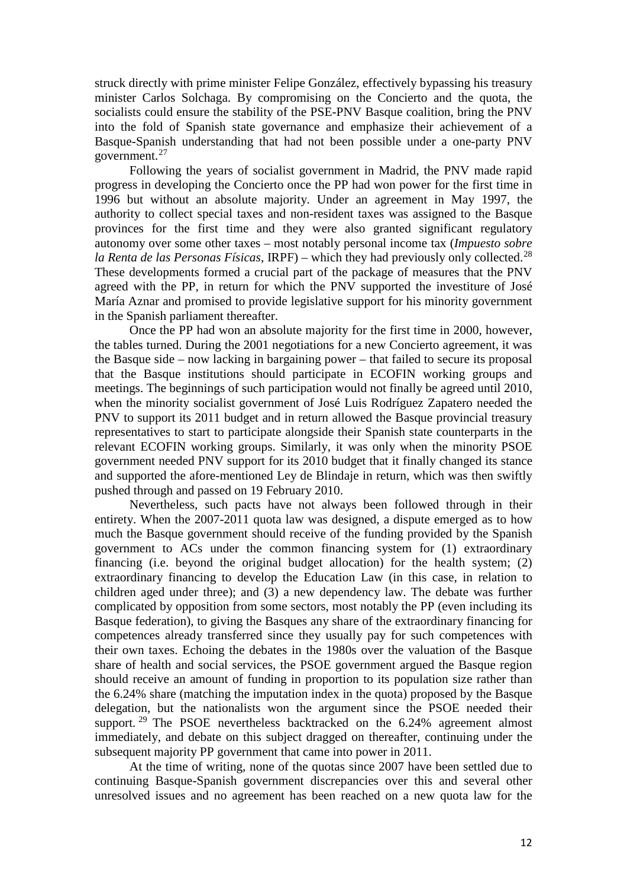struck directly with prime minister Felipe González, effectively bypassing his treasury minister Carlos Solchaga. By compromising on the Concierto and the quota, the socialists could ensure the stability of the PSE-PNV Basque coalition, bring the PNV into the fold of Spanish state governance and emphasize their achievement of a Basque-Spanish understanding that had not been possible under a one-party PNV government.[27]

Following the years of socialist government in Madrid, the PNV made rapid progress in developing the Concierto once the PP had won power for the first time in 1996 but without an absolute majority. Under an agreement in May 1997, the authority to collect special taxes and non-resident taxes was assigned to the Basque provinces for the first time and they were also granted significant regulatory autonomy over some other taxes – most notably personal income tax (*Impuesto sobre la Renta de las Personas Físicas*, IRPF) – which they had previously only collected.[28] These developments formed a crucial part of the package of measures that the PNV agreed with the PP, in return for which the PNV supported the investiture of José María Aznar and promised to provide legislative support for his minority government in the Spanish parliament thereafter.

Once the PP had won an absolute majority for the first time in 2000, however, the tables turned. During the 2001 negotiations for a new Concierto agreement, it was the Basque side – now lacking in bargaining power – that failed to secure its proposal that the Basque institutions should participate in ECOFIN working groups and meetings. The beginnings of such participation would not finally be agreed until 2010, when the minority socialist government of José Luis Rodríguez Zapatero needed the PNV to support its 2011 budget and in return allowed the Basque provincial treasury representatives to start to participate alongside their Spanish state counterparts in the relevant ECOFIN working groups. Similarly, it was only when the minority PSOE government needed PNV support for its 2010 budget that it finally changed its stance and supported the afore-mentioned Ley de Blindaje in return, which was then swiftly pushed through and passed on 19 February 2010.

Nevertheless, such pacts have not always been followed through in their entirety. When the 2007-2011 quota law was designed, a dispute emerged as to how much the Basque government should receive of the funding provided by the Spanish government to ACs under the common financing system for (1) extraordinary financing (i.e. beyond the original budget allocation) for the health system; (2) extraordinary financing to develop the Education Law (in this case, in relation to children aged under three); and (3) a new dependency law. The debate was further complicated by opposition from some sectors, most notably the PP (even including its Basque federation), to giving the Basques any share of the extraordinary financing for competences already transferred since they usually pay for such competences with their own taxes. Echoing the debates in the 1980s over the valuation of the Basque share of health and social services, the PSOE government argued the Basque region should receive an amount of funding in proportion to its population size rather than the 6.24% share (matching the imputation index in the quota) proposed by the Basque delegation, but the nationalists won the argument since the PSOE needed their support.[29] The PSOE nevertheless backtracked on the 6.24% agreement almost immediately, and debate on this subject dragged on thereafter, continuing under the subsequent majority PP government that came into power in 2011.

At the time of writing, none of the quotas since 2007 have been settled due to continuing Basque-Spanish government discrepancies over this and several other unresolved issues and no agreement has been reached on a new quota law for the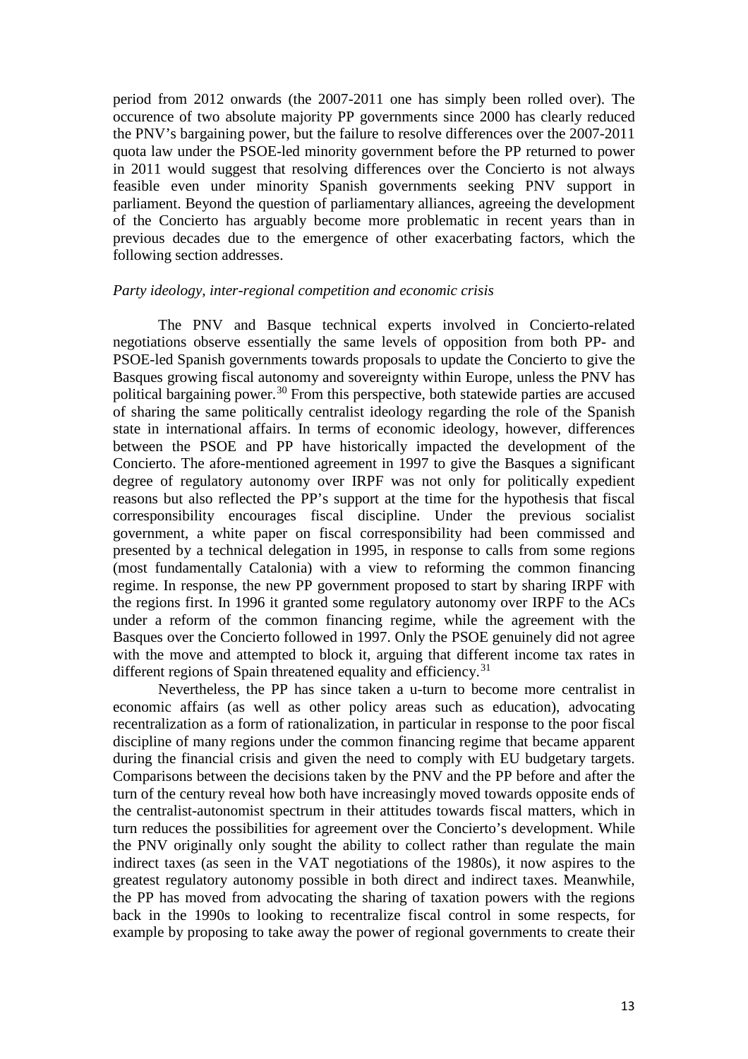period from 2012 onwards (the 2007-2011 one has simply been rolled over). The occurence of two absolute majority PP governments since 2000 has clearly reduced the PNV's bargaining power, but the failure to resolve differences over the 2007-2011 quota law under the PSOE-led minority government before the PP returned to power in 2011 would suggest that resolving differences over the Concierto is not always feasible even under minority Spanish governments seeking PNV support in parliament. Beyond the question of parliamentary alliances, agreeing the development of the Concierto has arguably become more problematic in recent years than in previous decades due to the emergence of other exacerbating factors, which the following section addresses.

*Party ideology, inter-regional competition and economic crisis*

The PNV and Basque technical experts involved in Concierto-related negotiations observe essentially the same levels of opposition from both PP- and PSOE-led Spanish governments towards proposals to update the Concierto to give the Basques growing fiscal autonomy and sovereignty within Europe, unless the PNV has political bargaining power.[30] From this perspective, both statewide parties are accused of sharing the same politically centralist ideology regarding the role of the Spanish state in international affairs. In terms of economic ideology, however, differences between the PSOE and PP have historically impacted the development of the Concierto. The afore-mentioned agreement in 1997 to give the Basques a significant degree of regulatory autonomy over IRPF was not only for politically expedient reasons but also reflected the PP's support at the time for the hypothesis that fiscal corresponsibility encourages fiscal discipline. Under the previous socialist government, a white paper on fiscal corresponsibility had been commissioned and presented by a technical delegation in 1995, in response to calls from some regions (most fundamentally Catalonia) with a view to reforming the common financing regime. In response, the new PP government proposed to start by sharing IRPF with the regions first. In 1996 it granted some regulatory autonomy over IRPF to the ACs under a reform of the common financing regime, while the agreement with the Basques over the Concierto followed in 1997. Only the PSOE genuinely did not agree with the move and attempted to block it, arguing that different income tax rates in different regions of Spain threatened equality and efficiency.[31]

Nevertheless, the PP has since taken a u-turn to become more centralist in economic affairs (as well as other policy areas such as education), advocating recentralization as a form of rationalization, in particular in response to the poor fiscal discipline of many regions under the common financing regime that became apparent during the financial crisis and given the need to comply with EU budgetary targets. Comparisons between the decisions taken by the PNV and the PP before and after the turn of the century reveal how both have increasingly moved towards opposite ends of the centralist-autonomist spectrum in their attitudes towards fiscal matters, which in turn reduces the possibilities for agreement over the Concierto's development. While the PNV originally only sought the ability to collect rather than regulate the main indirect taxes (as seen in the VAT negotiations of the 1980s), it now aspires to the greatest regulatory autonomy possible in both direct and indirect taxes. Meanwhile, the PP has moved from advocating the sharing of taxation powers with the regions back in the 1990s to looking to recentralize fiscal control in some respects, for example by proposing to take away the power of regional governments to create their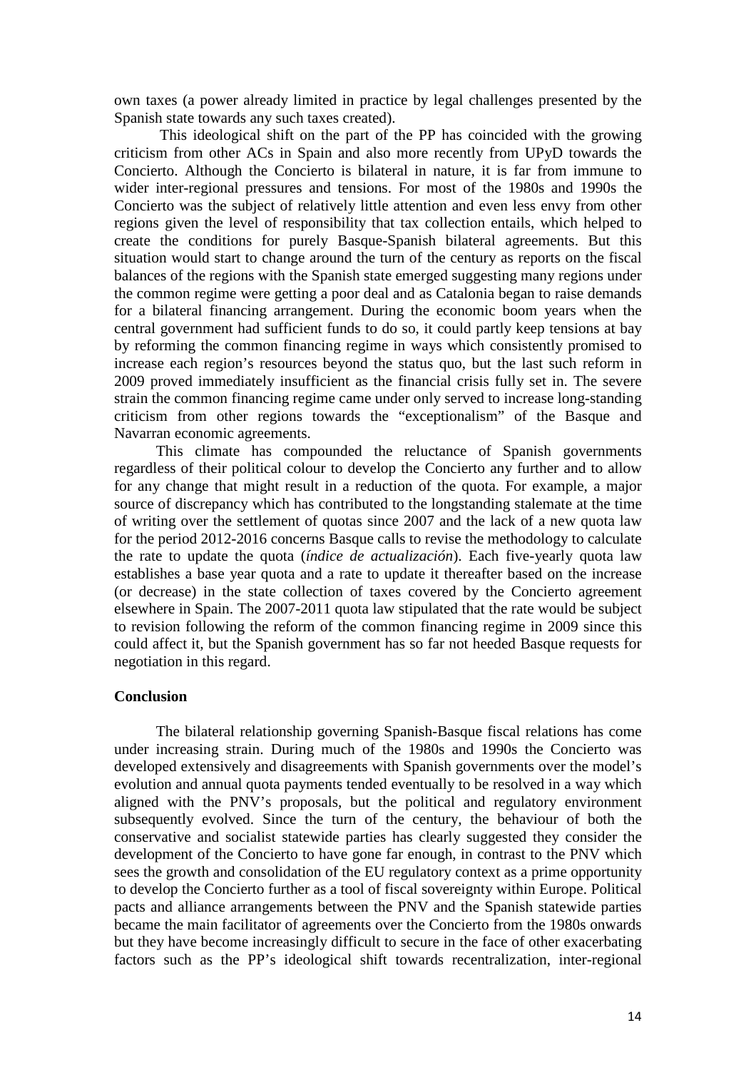own taxes (a power already limited in practice by legal challenges presented by the Spanish state towards any such taxes created).

This ideological shift on the part of the PP has coincided with the growing criticism from other ACs in Spain and also more recently from UPyD towards the Concierto. Although the Concierto is bilateral in nature, it is far from immune to wider inter-regional pressures and tensions. For most of the 1980s and 1990s the Concierto was the subject of relatively little attention and even less envy from other regions given the level of responsibility that tax collection entails, which helped to create the conditions for purely Basque-Spanish bilateral agreements. But this situation would start to change around the turn of the century as reports on the fiscal balances of the regions with the Spanish state emerged suggesting many regions under the common regime were getting a poor deal and as Catalonia began to raise demands for a bilateral financing arrangement. During the economic boom years when the central government had sufficient funds to do so, it could partly keep tensions at bay by reforming the common financing regime in ways which consistently promised to increase each region's resources beyond the status quo, but the last such reform in 2009 proved immediately insufficient as the financial crisis fully set in. The severe strain the common financing regime came under only served to increase long-standing criticism from other regions towards the "exceptionalism" of the Basque and Navarran economic agreements.

This climate has compounded the reluctance of Spanish governments regardless of their political colour to develop the Concierto any further and to allow for any change that might result in a reduction of the quota. For example, a major source of discrepancy which has contributed to the longstanding stalemate at the time of writing over the settlement of quotas since 2007 and the lack of a new quota law for the period 2012-2016 concerns Basque calls to revise the methodology to calculate the rate to update the quota (*índice de actualización*). Each five-yearly quota law establishes a base year quota and a rate to update it thereafter based on the increase (or decrease) in the state collection of taxes covered by the Concierto agreement elsewhere in Spain. The 2007-2011 quota law stipulated that the rate would be subject to revision following the reform of the common financing regime in 2009 since this could affect it, but the Spanish government has so far not heeded Basque requests for negotiation in this regard.

## Conclusion

The bilateral relationship governing Spanish-Basque fiscal relations has come under increasing strain. During much of the 1980s and 1990s the Concierto was developed extensively and disagreements with Spanish governments over the model's evolution and annual quota payments tended eventually to be resolved in a way which aligned with the PNV's proposals, but the political and regulatory environment subsequently evolved. Since the turn of the century, the behaviour of both the conservative and socialist statewide parties has clearly suggested they consider the development of the Concierto to have gone far enough, in contrast to the PNV which sees the growth and consolidation of the EU regulatory context as a prime opportunity to develop the Concierto further as a tool of fiscal sovereignty within Europe. Political pacts and alliance arrangements between the PNV and the Spanish statewide parties became the main facilitator of agreements over the Concierto from the 1980s onwards but they have become increasingly difficult to secure in the face of other exacerbating factors such as the PP's ideological shift towards recentralization, inter-regional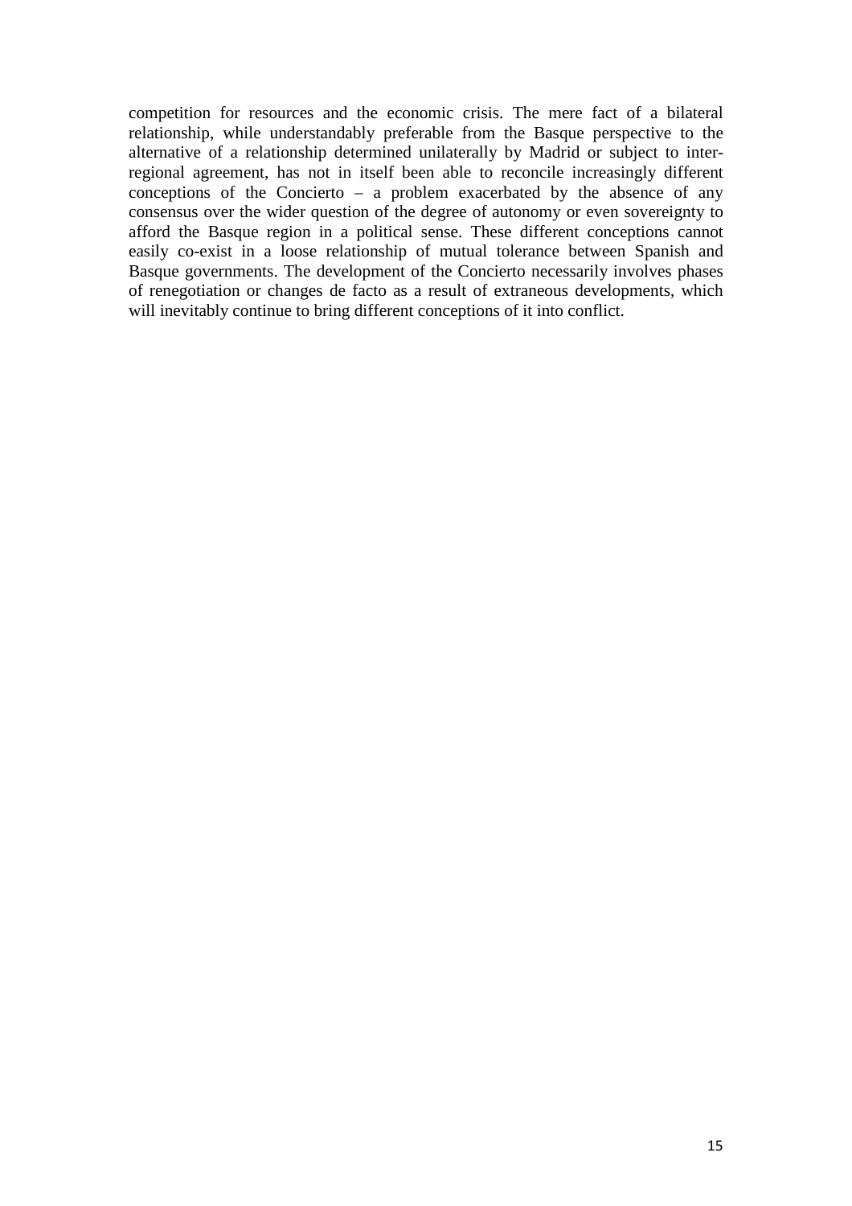competition for resources and the economic crisis. The mere fact of a bilateral relationship, while understandably preferable from the Basque perspective to the alternative of a relationship determined unilaterally by Madrid or subject to inter-regional agreement, has not in itself been able to reconcile increasingly different conceptions of the Concierto – a problem exacerbated by the absence of any consensus over the wider question of the degree of autonomy or even sovereignty to afford the Basque region in a political sense. These different conceptions cannot easily co-exist in a loose relationship of mutual tolerance between Spanish and Basque governments. The development of the Concierto necessarily involves phases of renegotiation or changes de facto as a result of extraneous developments, which will inevitably continue to bring different conceptions of it into conflict.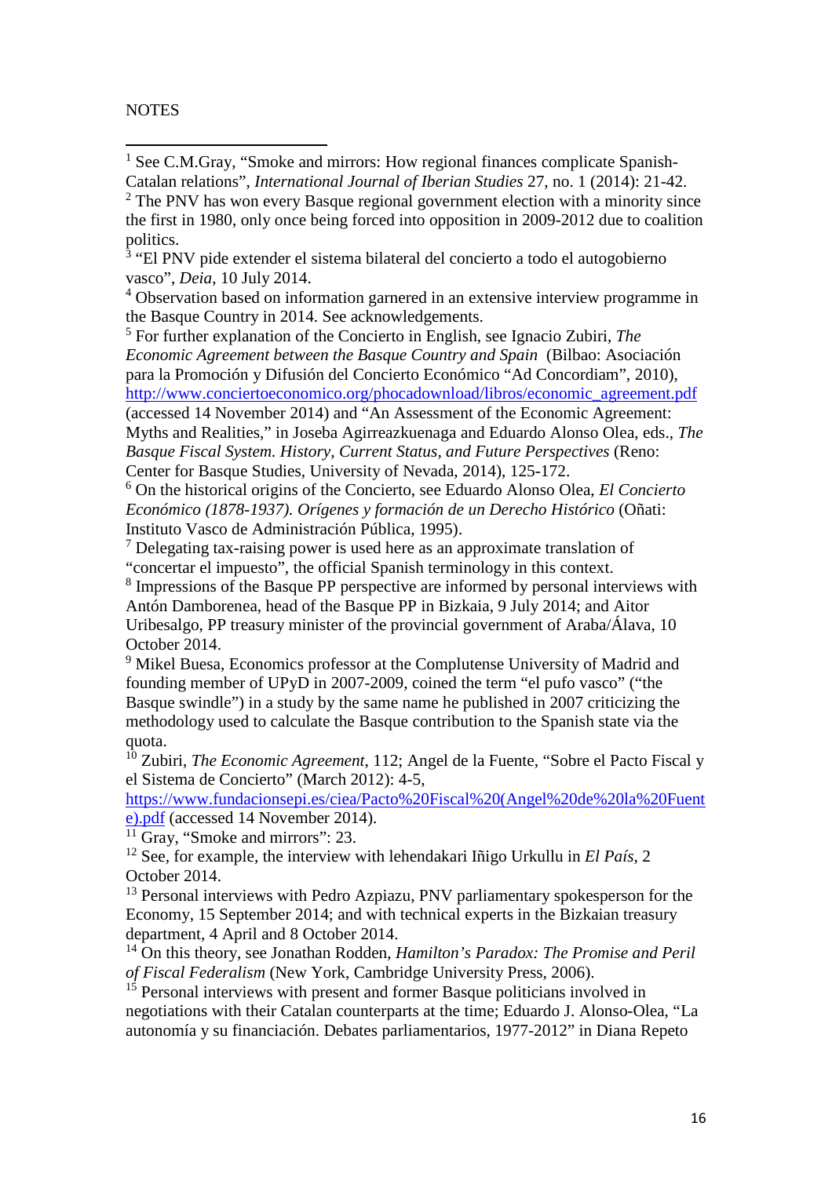NOTES

[1] See C.M.Gray, "Smoke and mirrors: How regional finances complicate Spanish-Catalan relations", *International Journal of Iberian Studies* 27, no. 1 (2014): 21-42.

[2] The PNV has won every Basque regional government election with a minority since the first in 1980, only once being forced into opposition in 2009-2012 due to coalition politics.

[3] "El PNV pide extender el sistema bilateral del concierto a todo el autogobierno vasco", *Deia*, 10 July 2014.

[4] Observation based on information garnered in an extensive interview programme in the Basque Country in 2014. See acknowledgements.

[5] For further explanation of the Concierto in English, see Ignacio Zubiri, *The Economic Agreement between the Basque Country and Spain* (Bilbao: Asociación para la Promoción y Difusión del Concierto Económico "Ad Concordiam", 2010), http://www.conciertoeconomico.org/phocadownload/libros/economic_agreement.pdf (accessed 14 November 2014) and "An Assessment of the Economic Agreement: Myths and Realities," in Joseba Agirreazkuenaga and Eduardo Alonso Olea, eds., *The Basque Fiscal System. History, Current Status, and Future Perspectives* (Reno: Center for Basque Studies, University of Nevada, 2014), 125-172.

[6] On the historical origins of the Concierto, see Eduardo Alonso Olea, *El Concierto Económico (1878-1937). Orígenes y formación de un Derecho Histórico* (Oñati: Instituto Vasco de Administración Pública, 1995).

[7] Delegating tax-raising power is used here as an approximate translation of "concertar el impuesto", the official Spanish terminology in this context.

[8] Impressions of the Basque PP perspective are informed by personal interviews with Antón Damborenea, head of the Basque PP in Bizkaia, 9 July 2014; and Aitor Uribesalgo, PP treasury minister of the provincial government of Araba/Álava, 10 October 2014.

[9] Mikel Buesa, Economics professor at the Complutense University of Madrid and founding member of UPyD in 2007-2009, coined the term "el pufo vasco" ("the Basque swindle") in a study by the same name he published in 2007 criticizing the methodology used to calculate the Basque contribution to the Spanish state via the quota.

[10] Zubiri, *The Economic Agreement*, 112; Angel de la Fuente, "Sobre el Pacto Fiscal y el Sistema de Concierto" (March 2012): 4-5, https://www.fundacionsepi.es/ciea/Pacto%20Fiscal%20(Angel%20de%20la%20Fuente).pdf (accessed 14 November 2014).

[11] Gray, "Smoke and mirrors": 23.

[12] See, for example, the interview with lehendakari Iñigo Urkullu in *El País*, 2 October 2014.

[13] Personal interviews with Pedro Azpiazu, PNV parliamentary spokesperson for the Economy, 15 September 2014; and with technical experts in the Bizkaian treasury department, 4 April and 8 October 2014.

[14] On this theory, see Jonathan Rodden, *Hamilton's Paradox: The Promise and Peril of Fiscal Federalism* (New York, Cambridge University Press, 2006).

[15] Personal interviews with present and former Basque politicians involved in negotiations with their Catalan counterparts at the time; Eduardo J. Alonso-Olea, "La autonomía y su financiación. Debates parliamentarios, 1977-2012" in Diana Repeto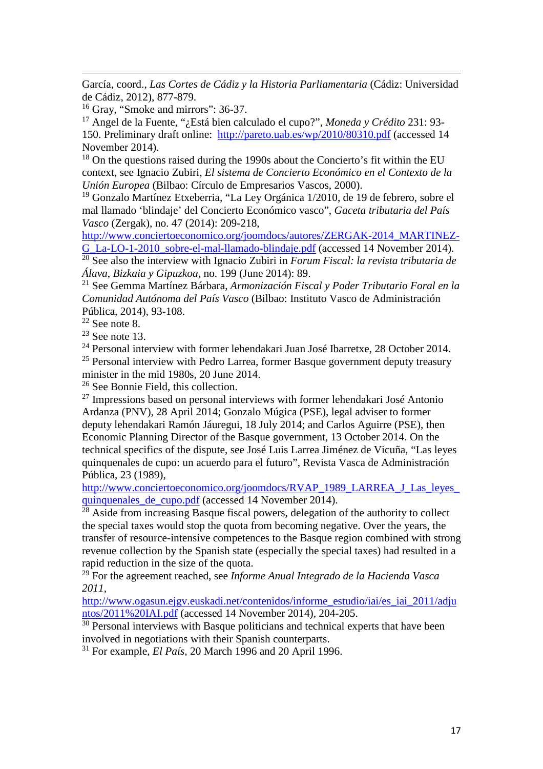García, coord., *Las Cortes de Cádiz y la Historia Parliamentaria* (Cádiz: Universidad de Cádiz, 2012), 877-879.

[16] Gray, "Smoke and mirrors": 36-37.

[17] Angel de la Fuente, "¿Está bien calculado el cupo?", *Moneda y Crédito* 231: 93-150. Preliminary draft online: http://pareto.uab.es/wp/2010/80310.pdf (accessed 14 November 2014).

[18] On the questions raised during the 1990s about the Concierto's fit within the EU context, see Ignacio Zubiri, *El sistema de Concierto Económico en el Contexto de la Unión Europea* (Bilbao: Círculo de Empresarios Vascos, 2000).

[19] Gonzalo Martínez Etxeberria, "La Ley Orgánica 1/2010, de 19 de febrero, sobre el mal llamado 'blindaje' del Concierto Económico vasco", *Gaceta tributaria del País Vasco* (Zergak), no. 47 (2014): 209-218, http://www.conciertoeconomico.org/joomdocs/autores/ZERGAK-2014_MARTINEZ-G_La-LO-1-2010_sobre-el-mal-llamado-blindaje.pdf (accessed 14 November 2014).

[20] See also the interview with Ignacio Zubiri in *Forum Fiscal: la revista tributaria de Álava, Bizkaia y Gipuzkoa*, no. 199 (June 2014): 89.

[21] See Gemma Martínez Bárbara, *Armonización Fiscal y Poder Tributario Foral en la Comunidad Autónoma del País Vasco* (Bilbao: Instituto Vasco de Administración Pública, 2014), 93-108.

[22] See note 8.

[23] See note 13.

[24] Personal interview with former lehendakari Juan José Ibarretxe, 28 October 2014.

[25] Personal interview with Pedro Larrea, former Basque government deputy treasury minister in the mid 1980s, 20 June 2014.

[26] See Bonnie Field, this collection.

[27] Impressions based on personal interviews with former lehendakari José Antonio Ardanza (PNV), 28 April 2014; Gonzalo Múgica (PSE), legal adviser to former deputy lehendakari Ramón Jáuregui, 18 July 2014; and Carlos Aguirre (PSE), then Economic Planning Director of the Basque government, 13 October 2014. On the technical specifics of the dispute, see José Luis Larrea Jiménez de Vicuña, "Las leyes quinquenales de cupo: un acuerdo para el futuro", Revista Vasca de Administración Pública, 23 (1989), http://www.conciertoeconomico.org/joomdocs/RVAP_1989_LARREA_J_Las_leyes_quinquenales_de_cupo.pdf (accessed 14 November 2014).

[28] Aside from increasing Basque fiscal powers, delegation of the authority to collect the special taxes would stop the quota from becoming negative. Over the years, the transfer of resource-intensive competences to the Basque region combined with strong revenue collection by the Spanish state (especially the special taxes) had resulted in a rapid reduction in the size of the quota.

[29] For the agreement reached, see *Informe Anual Integrado de la Hacienda Vasca 2011*, http://www.ogasun.ejgv.euskadi.net/contenidos/informe_estudio/iai/es_iai_2011/adjuntos/2011%20IAI.pdf (accessed 14 November 2014), 204-205.

[30] Personal interviews with Basque politicians and technical experts that have been involved in negotiations with their Spanish counterparts.

[31] For example, *El País*, 20 March 1996 and 20 April 1996.